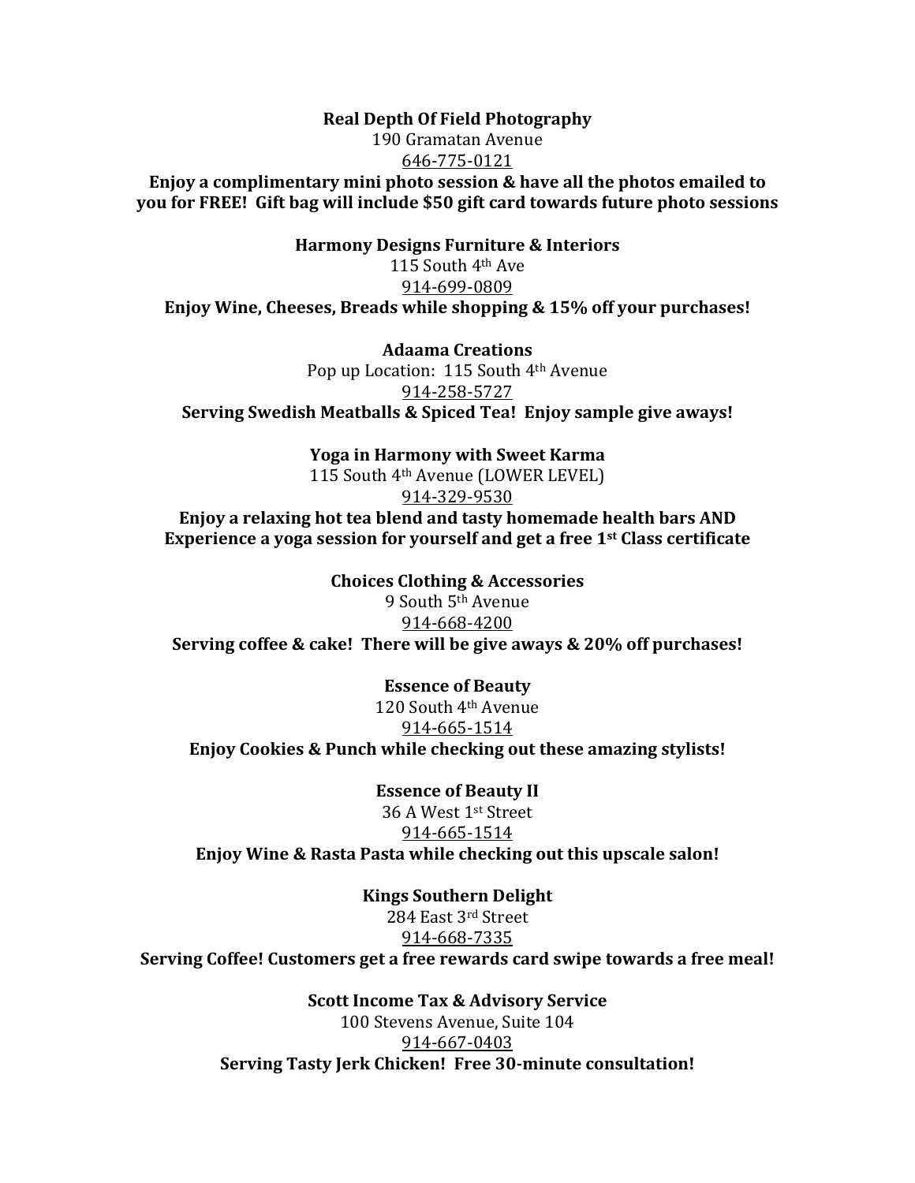**Real Depth Of Field Photography**
190 Gramatan Avenue
646-775-0121
**Enjoy a complimentary mini photo session & have all the photos emailed to you for FREE! Gift bag will include $50 gift card towards future photo sessions**

**Harmony Designs Furniture & Interiors**
115 South 4th Ave
914-699-0809
**Enjoy Wine, Cheeses, Breads while shopping & 15% off your purchases!**

**Adaama Creations**
Pop up Location: 115 South 4th Avenue
914-258-5727
**Serving Swedish Meatballs & Spiced Tea! Enjoy sample give aways!**

**Yoga in Harmony with Sweet Karma**
115 South 4th Avenue (LOWER LEVEL)
914-329-9530
**Enjoy a relaxing hot tea blend and tasty homemade health bars AND Experience a yoga session for yourself and get a free 1st Class certificate**

**Choices Clothing & Accessories**
9 South 5th Avenue
914-668-4200
**Serving coffee & cake! There will be give aways & 20% off purchases!**

**Essence of Beauty**
120 South 4th Avenue
914-665-1514
**Enjoy Cookies & Punch while checking out these amazing stylists!**

**Essence of Beauty II**
36 A West 1st Street
914-665-1514
**Enjoy Wine & Rasta Pasta while checking out this upscale salon!**

**Kings Southern Delight**
284 East 3rd Street
914-668-7335
**Serving Coffee! Customers get a free rewards card swipe towards a free meal!**

**Scott Income Tax & Advisory Service**
100 Stevens Avenue, Suite 104
914-667-0403
**Serving Tasty Jerk Chicken! Free 30-minute consultation!**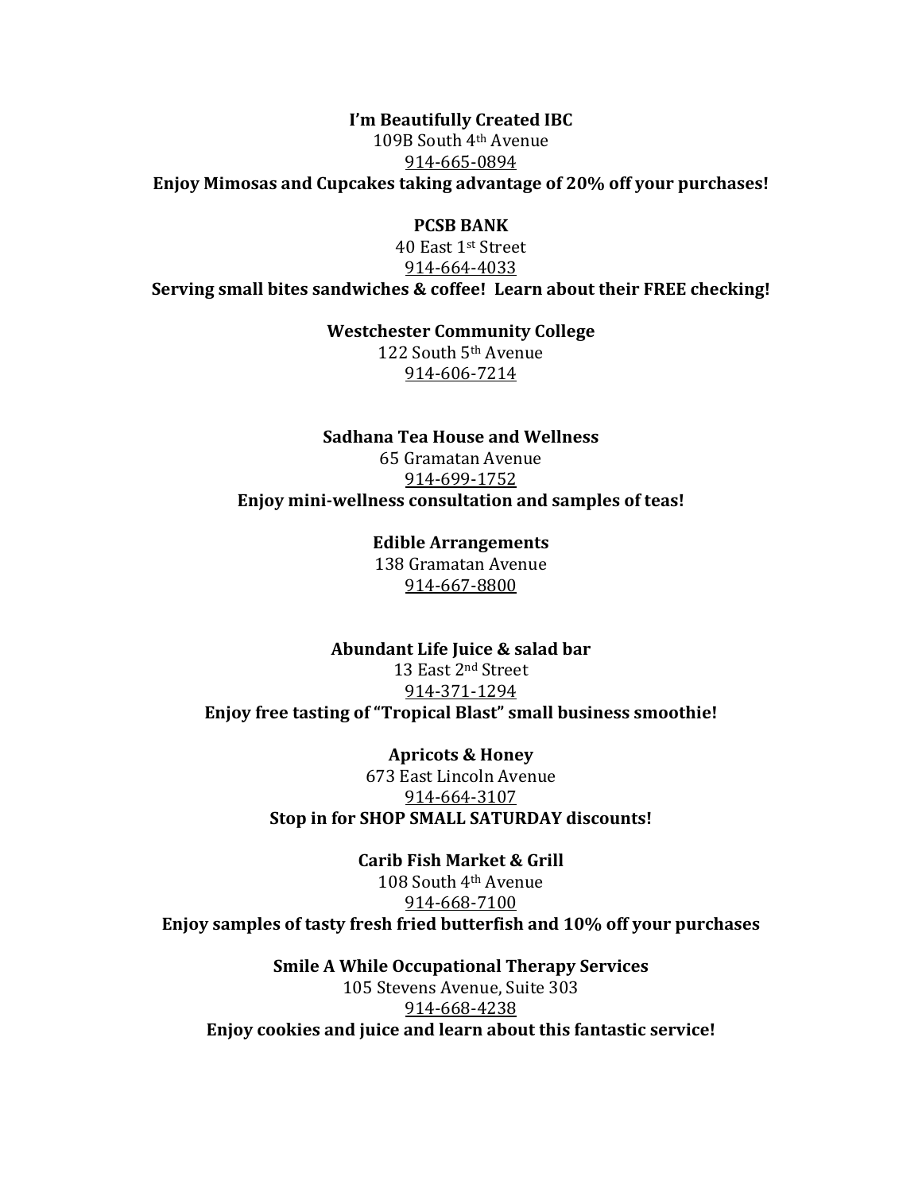**I'm Beautifully Created IBC**
109B South 4th Avenue
914-665-0894
**Enjoy Mimosas and Cupcakes taking advantage of 20% off your purchases!**

**PCSB BANK**
40 East 1st Street
914-664-4033
**Serving small bites sandwiches & coffee! Learn about their FREE checking!**

**Westchester Community College**
122 South 5th Avenue
914-606-7214

**Sadhana Tea House and Wellness**
65 Gramatan Avenue
914-699-1752
**Enjoy mini-wellness consultation and samples of teas!**

**Edible Arrangements**
138 Gramatan Avenue
914-667-8800

**Abundant Life Juice & salad bar**
13 East 2nd Street
914-371-1294
**Enjoy free tasting of "Tropical Blast" small business smoothie!**

**Apricots & Honey**
673 East Lincoln Avenue
914-664-3107
**Stop in for SHOP SMALL SATURDAY discounts!**

**Carib Fish Market & Grill**
108 South 4th Avenue
914-668-7100
**Enjoy samples of tasty fresh fried butterfish and 10% off your purchases**

**Smile A While Occupational Therapy Services**
105 Stevens Avenue, Suite 303
914-668-4238
**Enjoy cookies and juice and learn about this fantastic service!**